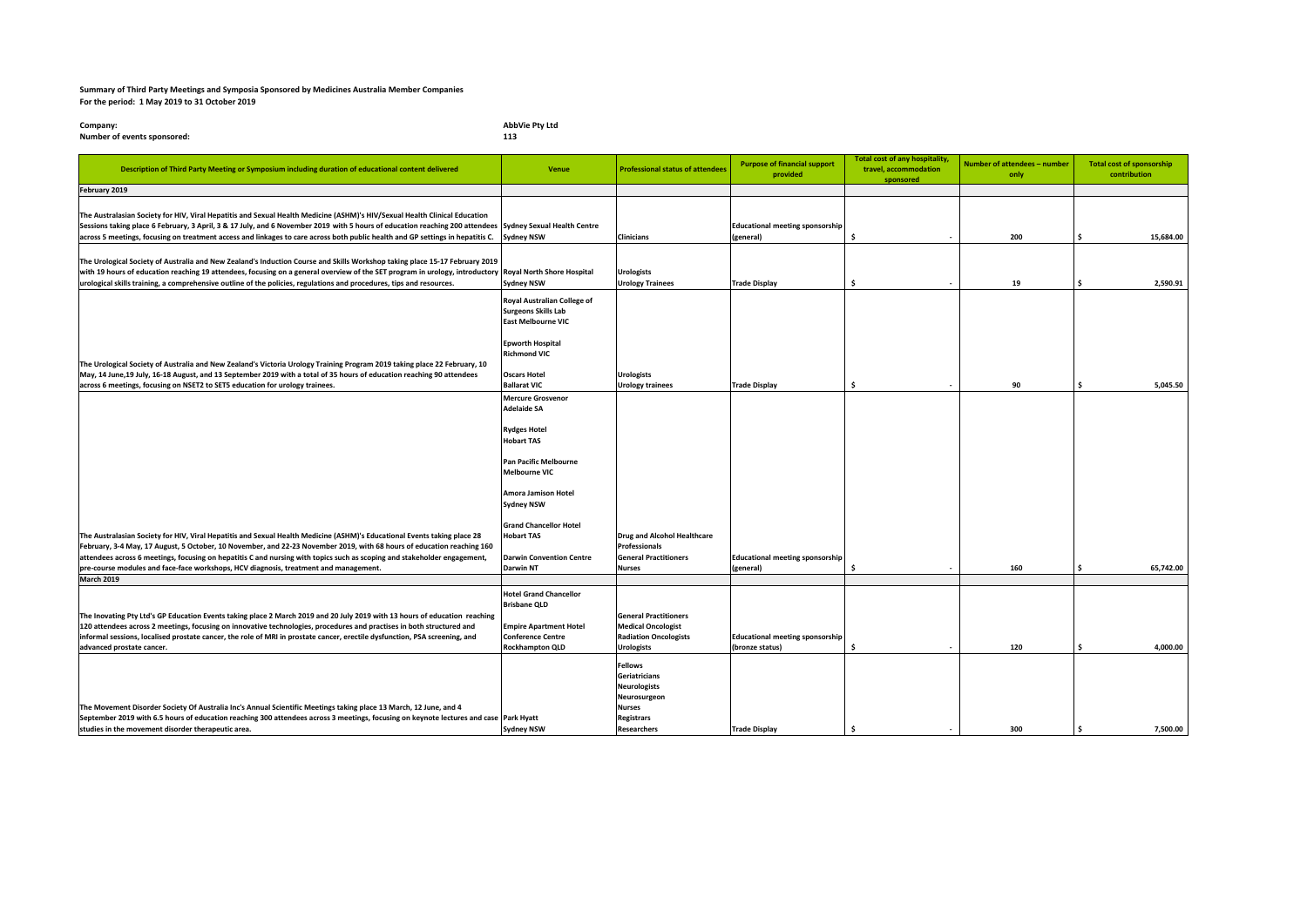**Summary of Third Party Meetings and Symposia Sponsored by Medicines Australia Member Companies**
**For the period: 1 May 2019 to 31 October 2019**

**Company:** **AbbVie Pty Ltd**
**Number of events sponsored:** **113**

| Description of Third Party Meeting or Symposium including duration of educational content delivered | Venue | Professional status of attendees | Purpose of financial support provided | Total cost of any hospitality, travel, accommodation sponsored | Number of attendees – number only | Total cost of sponsorship contribution |
|---|---|---|---|---|---|---|
| **February 2019** | | | | | | |
| The Australasian Society for HIV, Viral Hepatitis and Sexual Health Medicine (ASHM)'s HIV/Sexual Health Clinical Education Sessions taking place 6 February, 3 April, 3 & 17 July, and 6 November 2019 with 5 hours of education reaching 200 attendees across 5 meetings, focusing on treatment access and linkages to care across both public health and GP settings in hepatitis C. | Sydney Sexual Health Centre Sydney NSW | Clinicians | Educational meeting sponsorship (general) | $ - | 200 | $ 15,684.00 |
| The Urological Society of Australia and New Zealand's Induction Course and Skills Workshop taking place 15-17 February 2019 with 19 hours of education reaching 19 attendees, focusing on a general overview of the SET program in urology, introductory urological skills training, a comprehensive outline of the policies, regulations and procedures, tips and resources. | Royal North Shore Hospital Sydney NSW | Urologists<br>Urology Trainees | Trade Display | $ - | 19 | $ 2,590.91 |
| The Urological Society of Australia and New Zealand's Victoria Urology Training Program 2019 taking place 22 February, 10 May, 14 June,19 July, 16-18 August, and 13 September 2019 with a total of 35 hours of education reaching 90 attendees across 6 meetings, focusing on NSET2 to SET5 education for urology trainees. | Royal Australian College of Surgeons Skills Lab East Melbourne VIC<br><br>Epworth Hospital Richmond VIC<br><br>Oscars Hotel Ballarat VIC | Urologists<br>Urology trainees | Trade Display | $ - | 90 | $ 5,045.50 |
| The Australasian Society for HIV, Viral Hepatitis and Sexual Health Medicine (ASHM)'s Educational Events taking place 28 February, 3-4 May, 17 August, 5 October, 10 November, and 22-23 November 2019, with 68 hours of education reaching 160 attendees across 6 meetings, focusing on hepatitis C and nursing with topics such as scoping and stakeholder engagement, pre-course modules and face-face workshops, HCV diagnosis, treatment and management. | Mercure Grosvenor Adelaide SA<br><br>Rydges Hotel Hobart TAS<br><br>Pan Pacific Melbourne Melbourne VIC<br><br>Amora Jamison Hotel Sydney NSW<br><br>Grand Chancellor Hotel Hobart TAS<br><br>Darwin Convention Centre Darwin NT | Drug and Alcohol Healthcare Professionals<br>General Practitioners<br>Nurses | Educational meeting sponsorship (general) | $ - | 160 | $ 65,742.00 |
| **March 2019** | | | | | | |
| The Inovating Pty Ltd's GP Education Events taking place 2 March 2019 and 20 July 2019 with 13 hours of education reaching 120 attendees across 2 meetings, focusing on innovative technologies, procedures and practises in both structured and informal sessions, localised prostate cancer, the role of MRI in prostate cancer, erectile dysfunction, PSA screening, and advanced prostate cancer. | Hotel Grand Chancellor Brisbane QLD<br><br>Empire Apartment Hotel Conference Centre Rockhampton QLD | General Practitioners<br>Medical Oncologist<br>Radiation Oncologists<br>Urologists | Educational meeting sponsorship (bronze status) | $ - | 120 | $ 4,000.00 |
| The Movement Disorder Society Of Australia Inc's Annual Scientific Meetings taking place 13 March, 12 June, and 4 September 2019 with 6.5 hours of education reaching 300 attendees across 3 meetings, focusing on keynote lectures and case studies in the movement disorder therapeutic area. | Park Hyatt Sydney NSW | Fellows<br>Geriatricians<br>Neurologists<br>Neurosurgeon<br>Nurses<br>Registrars<br>Researchers | Trade Display | $ - | 300 | $ 7,500.00 |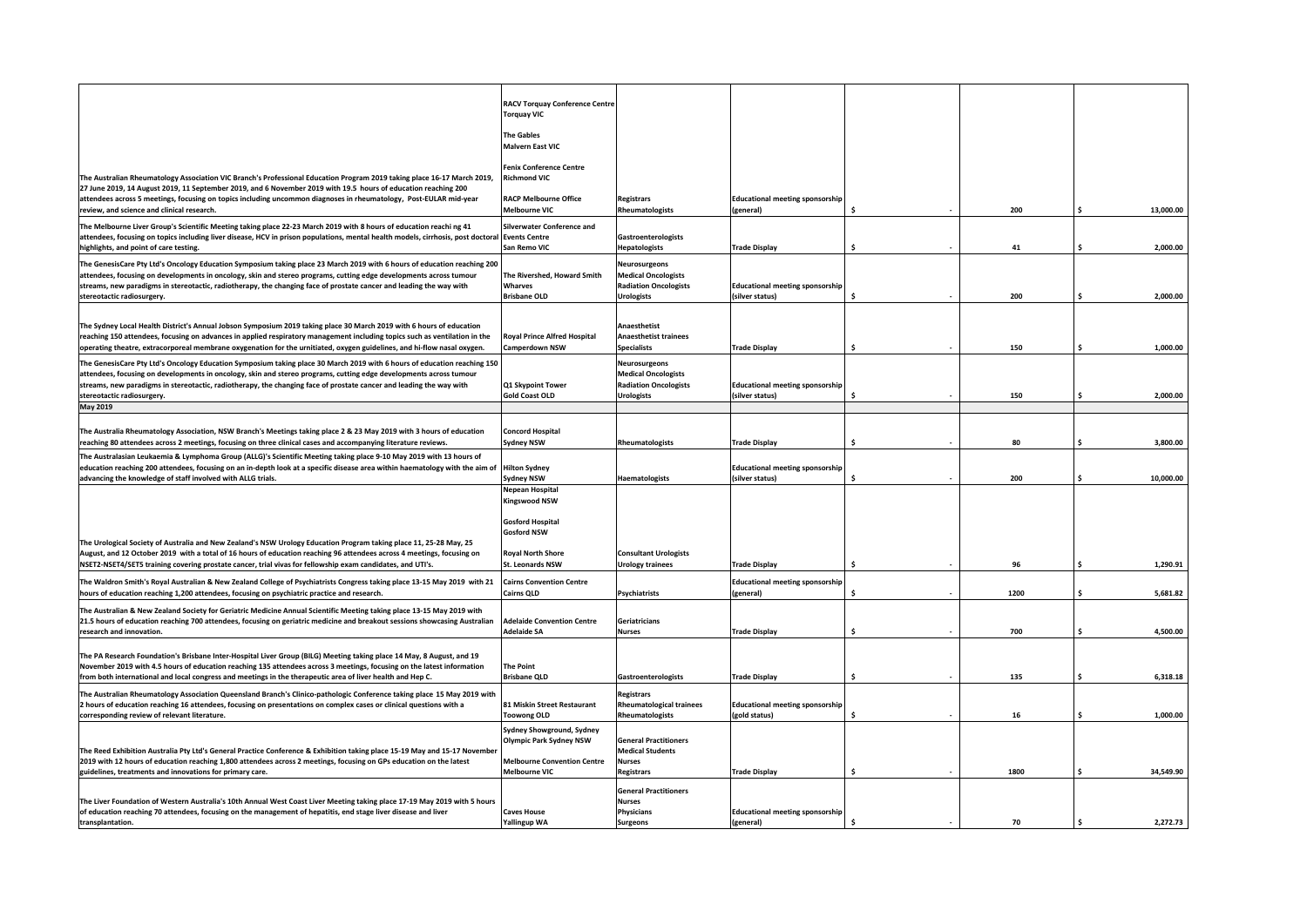| | | | | | | |
|---|---|---|---|---|---|---|
| The Australian Rheumatology Association VIC Branch's Professional Education Program 2019 taking place 16-17 March 2019, 27 June 2019, 14 August 2019, 11 September 2019, and 6 November 2019 with 19.5 hours of education reaching 200 attendees across 5 meetings, focusing on topics including uncommon diagnoses in rheumatology, Post-EULAR mid-year review, and science and clinical research. | RACV Torquay Conference Centre Torquay VIC<br><br>The Gables Malvern East VIC<br><br>Fenix Conference Centre Richmond VIC<br><br>RACP Melbourne Office Melbourne VIC | Registrars<br>Rheumatologists | Educational meeting sponsorship (general) | $ - | 200 | $ 13,000.00 |
| The Melbourne Liver Group's Scientific Meeting taking place 22-23 March 2019 with 8 hours of education reachi ng 41 attendees, focusing on topics including liver disease, HCV in prison populations, mental health models, cirrhosis, post doctoral highlights, and point of care testing. | Silverwater Conference and Events Centre San Remo VIC | Gastroenterologists<br>Hepatologists | Trade Display | $ - | 41 | $ 2,000.00 |
| The GenesisCare Pty Ltd's Oncology Education Symposium taking place 23 March 2019 with 6 hours of education reaching 200 attendees, focusing on developments in oncology, skin and stereo programs, cutting edge developments across tumour streams, new paradigms in stereotactic, radiotherapy, the changing face of prostate cancer and leading the way with stereotactic radiosurgery. | The Rivershed, Howard Smith Wharves Brisbane OLD | Neurosurgeons<br>Medical Oncologists<br>Radiation Oncologists<br>Urologists | Educational meeting sponsorship (silver status) | $ - | 200 | $ 2,000.00 |
| The Sydney Local Health District's Annual Jobson Symposium 2019 taking place 30 March 2019 with 6 hours of education reaching 150 attendees, focusing on advances in applied respiratory management including topics such as ventilation in the operating theatre, extracorporeal membrane oxygenation for the urnitiated, oxygen guidelines, and hi-flow nasal oxygen. | Royal Prince Alfred Hospital Camperdown NSW | Anaesthetist<br>Anaesthetist trainees<br>Specialists | Trade Display | $ - | 150 | $ 1,000.00 |
| The GenesisCare Pty Ltd's Oncology Education Symposium taking place 30 March 2019 with 6 hours of education reaching 150 attendees, focusing on developments in oncology, skin and stereo programs, cutting edge developments across tumour streams, new paradigms in stereotactic, radiotherapy, the changing face of prostate cancer and leading the way with stereotactic radiosurgery. | Q1 Skypoint Tower Gold Coast OLD | Neurosurgeons<br>Medical Oncologists<br>Radiation Oncologists<br>Urologists | Educational meeting sponsorship (silver status) | $ - | 150 | $ 2,000.00 |
| **May 2019** | | | | | | |
| The Australia Rheumatology Association, NSW Branch's Meetings taking place 2 & 23 May 2019 with 3 hours of education reaching 80 attendees across 2 meetings, focusing on three clinical cases and accompanying literature reviews. | Concord Hospital Sydney NSW | Rheumatologists | Trade Display | $ - | 80 | $ 3,800.00 |
| The Australasian Leukaemia & Lymphoma Group (ALLG)'s Scientific Meeting taking place 9-10 May 2019 with 13 hours of education reaching 200 attendees, focusing on an in-depth look at a specific disease area within haematology with the aim of advancing the knowledge of staff involved with ALLG trials. | Hilton Sydney Sydney NSW | Haematologists | Educational meeting sponsorship (silver status) | $ - | 200 | $ 10,000.00 |
| The Urological Society of Australia and New Zealand's NSW Urology Education Program taking place 11, 25-28 May, 25 August, and 12 October 2019 with a total of 16 hours of education reaching 96 attendees across 4 meetings, focusing on NSET2-NSET4/SET5 training covering prostate cancer, trial vivas for fellowship exam candidates, and UTI's. | Nepean Hospital Kingswood NSW<br><br>Gosford Hospital Gosford NSW<br><br>Royal North Shore St. Leonards NSW | Consultant Urologists<br>Urology trainees | Trade Display | $ - | 96 | $ 1,290.91 |
| The Waldron Smith's Royal Australian & New Zealand College of Psychiatrists Congress taking place 13-15 May 2019 with 21 hours of education reaching 1,200 attendees, focusing on psychiatric practice and research. | Cairns Convention Centre Cairns QLD | Psychiatrists | Educational meeting sponsorship (general) | $ - | 1200 | $ 5,681.82 |
| The Australian & New Zealand Society for Geriatric Medicine Annual Scientific Meeting taking place 13-15 May 2019 with 21.5 hours of education reaching 700 attendees, focusing on geriatric medicine and breakout sessions showcasing Australian research and innovation. | Adelaide Convention Centre Adelaide SA | Geriatricians<br>Nurses | Trade Display | $ - | 700 | $ 4,500.00 |
| The PA Research Foundation's Brisbane Inter-Hospital Liver Group (BILG) Meeting taking place 14 May, 8 August, and 19 November 2019 with 4.5 hours of education reaching 135 attendees across 3 meetings, focusing on the latest information from both international and local congress and meetings in the therapeutic area of liver health and Hep C. | The Point Brisbane QLD | Gastroenterologists | Trade Display | $ - | 135 | $ 6,318.18 |
| The Australian Rheumatology Association Queensland Branch's Clinico-pathologic Conference taking place 15 May 2019 with 2 hours of education reaching 16 attendees, focusing on presentations on complex cases or clinical questions with a corresponding review of relevant literature. | 81 Miskin Street Restaurant Toowong OLD | Registrars<br>Rheumatological trainees<br>Rheumatologists | Educational meeting sponsorship (gold status) | $ - | 16 | $ 1,000.00 |
| The Reed Exhibition Australia Pty Ltd's General Practice Conference & Exhibition taking place 15-19 May and 15-17 November 2019 with 12 hours of education reaching 1,800 attendees across 2 meetings, focusing on GPs education on the latest guidelines, treatments and innovations for primary care. | Sydney Showground, Sydney Olympic Park Sydney NSW<br><br>Melbourne Convention Centre Melbourne VIC | General Practitioners<br>Medical Students<br>Nurses<br>Registrars | Trade Display | $ - | 1800 | $ 34,549.90 |
| The Liver Foundation of Western Australia's 10th Annual West Coast Liver Meeting taking place 17-19 May 2019 with 5 hours of education reaching 70 attendees, focusing on the management of hepatitis, end stage liver disease and liver transplantation. | Caves House Yallingup WA | General Practitioners<br>Nurses<br>Physicians<br>Surgeons | Educational meeting sponsorship (general) | $ - | 70 | $ 2,272.73 |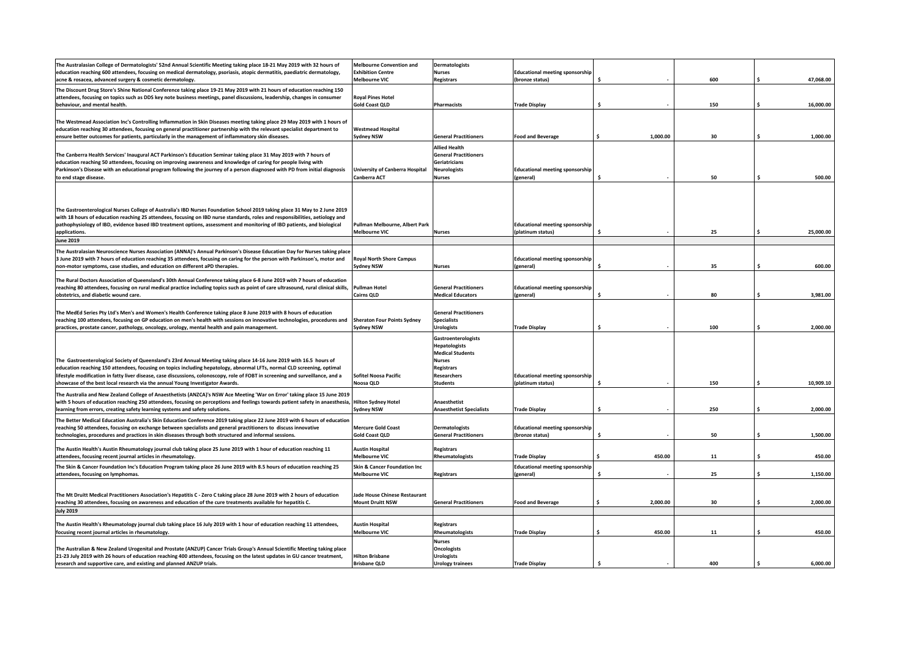| | | | | | | |
|---|---|---|---|---|---|---|
| The Australasian College of Dermatologists' 52nd Annual Scientific Meeting taking place 18-21 May 2019 with 32 hours of education reaching 600 attendees, focusing on medical dermatology, psoriasis, atopic dermatitis, paediatric dermatology, acne & rosacea, advanced surgery & cosmetic dermatology. | Melbourne Convention and Exhibition Centre Melbourne VIC | Dermatologists Nurses Registrars | Educational meeting sponsorship (bronze status) | $ - | 600 | $ 47,068.00 |
| The Discount Drug Store's Shine National Conference taking place 19-21 May 2019 with 21 hours of education reaching 150 attendees, focusing on topics such as DDS key note business meetings, panel discussions, leadership, changes in consumer behaviour, and mental health. | Royal Pines Hotel Gold Coast QLD | Pharmacists | Trade Display | $ - | 150 | $ 16,000.00 |
| The Westmead Association Inc's Controlling Inflammation in Skin Diseases meeting taking place 29 May 2019 with 1 hours of education reaching 30 attendees, focusing on general practitioner partnership with the relevant specialist department to ensure better outcomes for patients, particularly in the management of inflammatory skin diseases. | Westmead Hospital Sydney NSW | General Practitioners | Food and Beverage | $ 1,000.00 | 30 | $ 1,000.00 |
| The Canberra Health Services' Inaugural ACT Parkinson's Education Seminar taking place 31 May 2019 with 7 hours of education reaching 50 attendees, focusing on improving awareness and knowledge of caring for people living with Parkinson's Disease with an educational program following the journey of a person diagnosed with PD from initial diagnosis to end stage disease. | University of Canberra Hospital Canberra ACT | Allied Health General Practitioners Geriatricians Neurologists Nurses | Educational meeting sponsorship (general) | $ - | 50 | $ 500.00 |
| The Gastroenterological Nurses College of Australia's IBD Nurses Foundation School 2019 taking place 31 May to 2 June 2019 with 18 hours of education reaching 25 attendees, focusing on IBD nurse standards, roles and responsibilities, aetiology and pathophysiology of IBD, evidence based IBD treatment options, assessment and monitoring of IBD patients, and biological applications. | Pullman Melbourne, Albert Park Melbourne VIC | Nurses | Educational meeting sponsorship (platinum status) | $ - | 25 | $ 25,000.00 |
| **June 2019** | | | | | | |
| The Australasian Neuroscience Nurses Association (ANNA)'s Annual Parkinson's Disease Education Day for Nurses taking place 3 June 2019 with 7 hours of education reaching 35 attendees, focusing on caring for the person with Parkinson's, motor and non-motor symptoms, case studies, and education on different aPD therapies. | Royal North Shore Campus Sydney NSW | Nurses | Educational meeting sponsorship (general) | $ - | 35 | $ 600.00 |
| The Rural Doctors Association of Queensland's 30th Annual Conference taking place 6-8 June 2019 with 7 hours of education reaching 80 attendees, focusing on rural medical practice including topics such as point of care ultrasound, rural clinical skills, obstetrics, and diabetic wound care. | Pullman Hotel Cairns QLD | General Practitioners Medical Educators | Educational meeting sponsorship (general) | $ - | 80 | $ 3,981.00 |
| The MedEd Series Pty Ltd's Men's and Women's Health Conference taking place 8 June 2019 with 8 hours of education reaching 100 attendees, focusing on GP education on men's health with sessions on innovative technologies, procedures and practices, prostate cancer, pathology, oncology, urology, mental health and pain management. | Sheraton Four Points Sydney Sydney NSW | General Practitioners Specialists Urologists | Trade Display | $ - | 100 | $ 2,000.00 |
| The Gastroenterological Society of Queensland's 23rd Annual Meeting taking place 14-16 June 2019 with 16.5 hours of education reaching 150 attendees, focusing on topics including hepatology, abnormal LFTs, normal CLD screening, optimal lifestyle modification in fatty liver disease, case discussions, colonoscopy, role of FOBT in screening and surveillance, and a showcase of the best local research via the annual Young Investigator Awards. | Sofitel Noosa Pacific Noosa QLD | Gastroenterologists Hepatologists Medical Students Nurses Registrars Researchers Students | Educational meeting sponsorship (platinum status) | $ - | 150 | $ 10,909.10 |
| The Australia and New Zealand College of Anaesthetists (ANZCA)'s NSW Ace Meeting 'War on Error' taking place 15 June 2019 with 5 hours of education reaching 250 attendees, focusing on perceptions and feelings towards patient safety in anaesthesia, learning from errors, creating safety learning systems and safety solutions. | Hilton Sydney Hotel Sydney NSW | Anaesthetist Anaesthetist Specialists | Trade Display | $ - | 250 | $ 2,000.00 |
| The Better Medical Education Australia's Skin Education Conference 2019 taking place 22 June 2019 with 6 hours of education reaching 50 attendees, focusing on exchange between specialists and general practitioners to discuss innovative technologies, procedures and practices in skin diseases through both structured and informal sessions. | Mercure Gold Coast Gold Coast QLD | Dermatologists General Practitioners | Educational meeting sponsorship (bronze status) | $ - | 50 | $ 1,500.00 |
| The Austin Health's Austin Rheumatology journal club taking place 25 June 2019 with 1 hour of education reaching 11 attendees, focusing recent journal articles in rheumatology. | Austin Hospital Melbourne VIC | Registrars Rheumatologists | Trade Display | $ 450.00 | 11 | $ 450.00 |
| The Skin & Cancer Foundation Inc's Education Program taking place 26 June 2019 with 8.5 hours of education reaching 25 attendees, focusing on lymphomas. | Skin & Cancer Foundation Inc Melbourne VIC | Registrars | Educational meeting sponsorship (general) | $ - | 25 | $ 1,150.00 |
| The Mt Druitt Medical Practitioners Association's Hepatitis C - Zero C taking place 28 June 2019 with 2 hours of education reaching 30 attendees, focusing on awareness and education of the cure treatments available for hepatitis C. | Jade House Chinese Restaurant Mount Druitt NSW | General Practitioners | Food and Beverage | $ 2,000.00 | 30 | $ 2,000.00 |
| **July 2019** | | | | | | |
| The Austin Health's Rheumatology journal club taking place 16 July 2019 with 1 hour of education reaching 11 attendees, focusing recent journal articles in rheumatology. | Austin Hospital Melbourne VIC | Registrars Rheumatologists | Trade Display | $ 450.00 | 11 | $ 450.00 |
| The Australian & New Zealand Urogenital and Prostate (ANZUP) Cancer Trials Group's Annual Scientific Meeting taking place 21-23 July 2019 with 26 hours of education reaching 400 attendees, focusing on the latest updates in GU cancer treatment, research and supportive care, and existing and planned ANZUP trials. | Hilton Brisbane Brisbane QLD | Nurses Oncologists Urologists Urology trainees | Trade Display | $ - | 400 | $ 6,000.00 |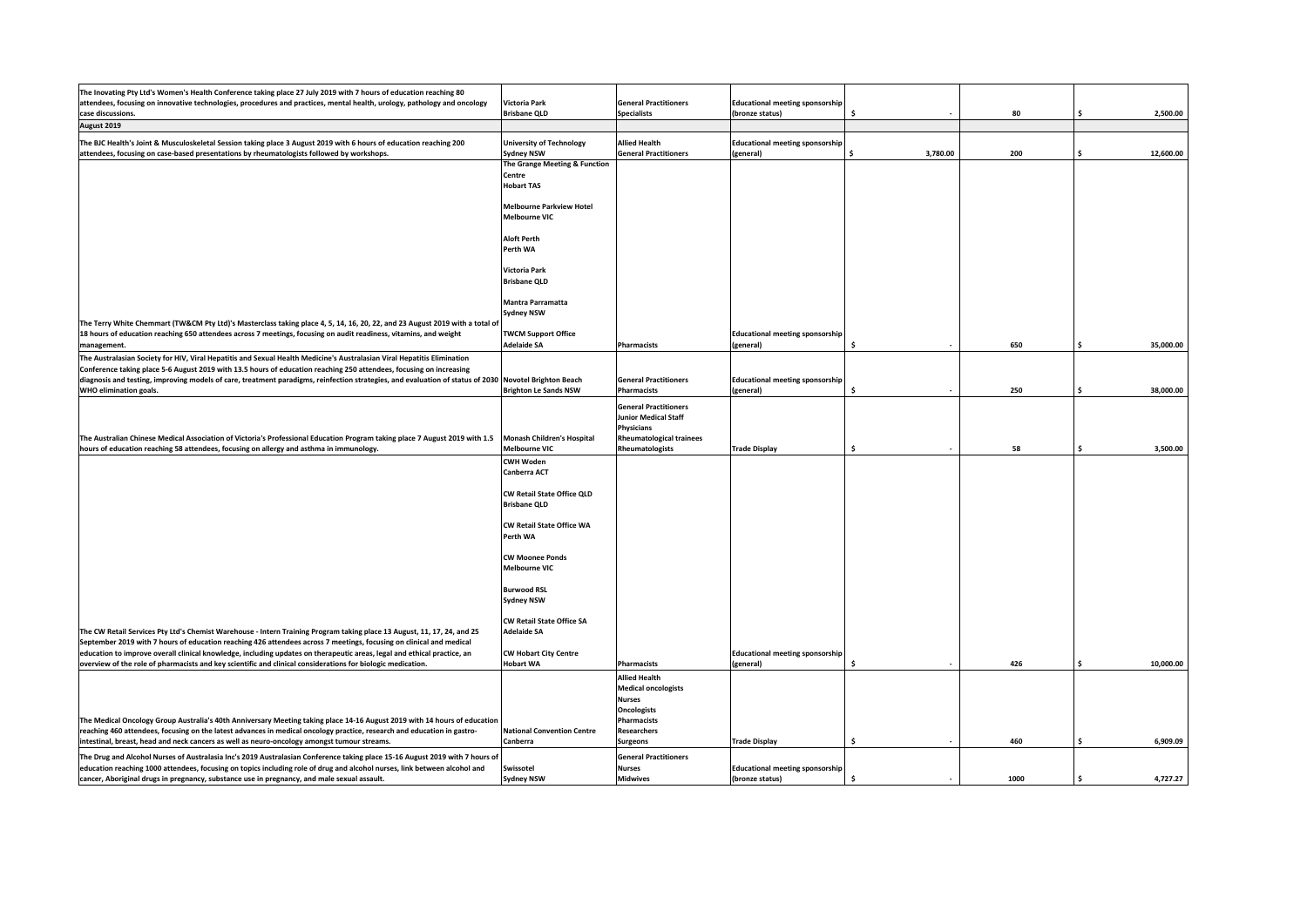| | | | | | | |
|---|---|---|---|---|---|---|
| The Inovating Pty Ltd's Women's Health Conference taking place 27 July 2019 with 7 hours of education reaching 80 attendees, focusing on innovative technologies, procedures and practices, mental health, urology, pathology and oncology case discussions. | Victoria Park<br>Brisbane QLD | General Practitioners<br>Specialists | Educational meeting sponsorship (bronze status) | $ - | 80 | $ 2,500.00 |
| **August 2019** | | | | | | |
| The BJC Health's Joint & Musculoskeletal Session taking place 3 August 2019 with 6 hours of education reaching 200 attendees, focusing on case-based presentations by rheumatologists followed by workshops. | University of Technology<br>Sydney NSW | Allied Health<br>General Practitioners | Educational meeting sponsorship (general) | $ 3,780.00 | 200 | $ 12,600.00 |
| The Terry White Chemmart (TW&CM Pty Ltd)'s Masterclass taking place 4, 5, 14, 16, 20, 22, and 23 August 2019 with a total of 18 hours of education reaching 650 attendees across 7 meetings, focusing on audit readiness, vitamins, and weight management. | The Grange Meeting & Function Centre<br>Hobart TAS<br><br>Melbourne Parkview Hotel<br>Melbourne VIC<br><br>Aloft Perth<br>Perth WA<br><br>Victoria Park<br>Brisbane QLD<br><br>Mantra Parramatta<br>Sydney NSW<br><br>TWCM Support Office<br>Adelaide SA | Pharmacists | Educational meeting sponsorship (general) | $ - | 650 | $ 35,000.00 |
| The Australasian Society for HIV, Viral Hepatitis and Sexual Health Medicine's Australasian Viral Hepatitis Elimination Conference taking place 5-6 August 2019 with 13.5 hours of education reaching 250 attendees, focusing on increasing diagnosis and testing, improving models of care, treatment paradigms, reinfection strategies, and evaluation of status of 2030 WHO elimination goals. | Novotel Brighton Beach<br>Brighton Le Sands NSW | General Practitioners<br>Pharmacists | Educational meeting sponsorship (general) | $ - | 250 | $ 38,000.00 |
| The Australian Chinese Medical Association of Victoria's Professional Education Program taking place 7 August 2019 with 1.5 hours of education reaching 58 attendees, focusing on allergy and asthma in immunology. | Monash Children's Hospital<br>Melbourne VIC | General Practitioners<br>Junior Medical Staff<br>Physicians<br>Rheumatological trainees<br>Rheumatologists | Trade Display | $ - | 58 | $ 3,500.00 |
| The CW Retail Services Pty Ltd's Chemist Warehouse - Intern Training Program taking place 13 August, 11, 17, 24, and 25 September 2019 with 7 hours of education reaching 426 attendees across 7 meetings, focusing on clinical and medical education to improve overall clinical knowledge, including updates on therapeutic areas, legal and ethical practice, an overview of the role of pharmacists and key scientific and clinical considerations for biologic medication. | CWH Woden<br>Canberra ACT<br><br>CW Retail State Office QLD<br>Brisbane QLD<br><br>CW Retail State Office WA<br>Perth WA<br><br>CW Moonee Ponds<br>Melbourne VIC<br><br>Burwood RSL<br>Sydney NSW<br><br>CW Retail State Office SA<br>Adelaide SA<br><br>CW Hobart City Centre<br>Hobart WA | Pharmacists | Educational meeting sponsorship (general) | $ - | 426 | $ 10,000.00 |
| The Medical Oncology Group Australia's 40th Anniversary Meeting taking place 14-16 August 2019 with 14 hours of education reaching 460 attendees, focusing on the latest advances in medical oncology practice, research and education in gastro-intestinal, breast, head and neck cancers as well as neuro-oncology amongst tumour streams. | National Convention Centre<br>Canberra | Allied Health<br>Medical oncologists<br>Nurses<br>Oncologists<br>Pharmacists<br>Researchers<br>Surgeons | Trade Display | $ - | 460 | $ 6,909.09 |
| The Drug and Alcohol Nurses of Australasia Inc's 2019 Australasian Conference taking place 15-16 August 2019 with 7 hours of education reaching 1000 attendees, focusing on topics including role of drug and alcohol nurses, link between alcohol and cancer, Aboriginal drugs in pregnancy, substance use in pregnancy, and male sexual assault. | Swissotel<br>Sydney NSW | General Practitioners<br>Nurses<br>Midwives | Educational meeting sponsorship (bronze status) | $ - | 1000 | $ 4,727.27 |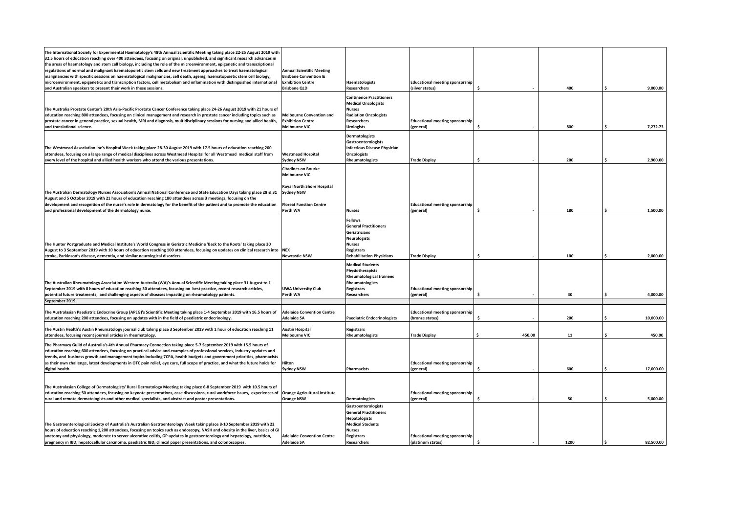| | | | | | | |
|---|---|---|---|---|---|---|
| The International Society for Experimental Haematology's 48th Annual Scientific Meeting taking place 22-25 August 2019 with 32.5 hours of education reaching over 400 attendees, focusing on original, unpublished, and significant research advances in the areas of haematology and stem cell biology, including the role of the microenvironment, epigenetic and transcriptional regulations of normal and malignant haematopoietic stem cells and new treatment approaches to treat haematological malignancies with specific sessions on haematological malignancies, cell death, ageing, haematopoietic stem cell biology, microenvironment, epigenetics and transcription factors, cell metabolism and inflammation with distinguished international and Australian speakers to present their work in these sessions. | Annual Scientific Meeting Brisbane Convention & Exhibition Centre Brisbane QLD | Haematologists Researchers | Educational meeting sponsorship (silver status) | $ - | 400 | $ 9,000.00 |
| The Australia Prostate Center's 20th Asia-Pacific Prostate Cancer Conference taking place 24-26 August 2019 with 21 hours of education reaching 800 attendees, focusing on clinical management and research in prostate cancer including topics such as prostate cancer in general practice, sexual health, MRI and diagnosis, multidisciplinary sessions for nursing and allied health, and translational science. | Melbourne Convention and Exhibition Centre Melbourne VIC | Continence Practitioners Medical Oncologists Nurses Radiation Oncologists Researchers Urologists | Educational meeting sponsorship (general) | $ - | 800 | $ 7,272.73 |
| The Westmead Association Inc's Hospital Week taking place 28-30 August 2019 with 17.5 hours of education reaching 200 attendees, focusing on a large range of medical disciplines across Westmead Hospital for all Westmead medical staff from every level of the hospital and allied health workers who attend the various presentations. | Westmead Hospital Sydney NSW | Dermatologists Gastroenterologists Infectious Disease Physician Oncologists Rheumatologists | Trade Display | $ - | 200 | $ 2,900.00 |
| The Australian Dermatology Nurses Association's Annual National Conference and State Education Days taking place 28 & 31 August and 5 October 2019 with 21 hours of education reaching 180 attendees across 3 meetings, focusing on the development and recognition of the nurse's role in dermatology for the benefit of the patient and to promote the education and professional development of the dermatology nurse. | Citadines on Bourke Melbourne VIC<br><br>Royal North Shore Hospital Sydney NSW<br><br>Floreat Function Centre Perth WA | Nurses | Educational meeting sponsorship (general) | $ - | 180 | $ 1,500.00 |
| The Hunter Postgraduate and Medical Institute's World Congress in Geriatric Medicine 'Back to the Roots' taking place 30 August to 3 September 2019 with 10 hours of education reaching 100 attendees, focusing on updates on clinical research into stroke, Parkinson's disease, dementia, and similar neurological disorders. | NEX Newcastle NSW | Fellows General Practitioners Geriatricians Neurologists Nurses Registrars Rehabilitation Physicians | Trade Display | $ - | 100 | $ 2,000.00 |
| The Australian Rheumatology Association Western Australia (WA)'s Annual Scientific Meeting taking place 31 August to 1 September 2019 with 8 hours of education reaching 30 attendees, focusing on best practice, recent research articles, potential future treatments, and challenging aspects of diseases impacting on rheumatology patients. | UWA University Club Perth WA | Medical Students Physiotherapists Rheumatological trainees Rheumatologists Registrars Researchers | Educational meeting sponsorship (general) | $ - | 30 | $ 4,000.00 |
| **September 2019** | | | | | | |
| The Australasian Paediatric Endocrine Group (APEG)'s Scientific Meeting taking place 1-4 September 2019 with 16.5 hours of education reaching 200 attendees, focusing on updates with in the field of paediatric endocrinology. | Adelaide Convention Centre Adelaide SA | Paediatric Endocrinologists | Educational meeting sponsorship (bronze status) | $ - | 200 | $ 10,000.00 |
| The Austin Health's Austin Rheumatology journal club taking place 3 September 2019 with 1 hour of education reaching 11 attendees, focusing recent journal articles in rheumatology. | Austin Hospital Melbourne VIC | Registrars Rheumatologists | Trade Display | $ 450.00 | 11 | $ 450.00 |
| The Pharmacy Guild of Australia's 4th Annual Pharmacy Connection taking place 5-7 September 2019 with 15.5 hours of education reaching 600 attendees, focusing on practical advice and examples of professional services, industry updates and trends, and business growth and management topics including 7CPA, health budgets and government priorities, pharmacists as their own challenge, latest developments in OTC pain relief, eye care, full scope of practice, and what the future holds for digital health. | Hilton Sydney NSW | Pharmacists | Educational meeting sponsorship (general) | $ - | 600 | $ 17,000.00 |
| The Australasian College of Dermatologists' Rural Dermatology Meeting taking place 6-8 September 2019 with 10.5 hours of education reaching 50 attendees, focusing on keynote presentations, case discussions, rural workforce issues, experiences of rural and remote dermatologists and other medical specialists, and abstract and poster presentations. | Orange Agricultural Institute Orange NSW | Dermatologists | Educational meeting sponsorship (general) | $ - | 50 | $ 5,000.00 |
| The Gastroenterological Society of Australia's Australian Gastroenterology Week taking place 8-10 September 2019 with 22 hours of education reaching 1,200 attendees, focusing on topics such as endoscopy, NASH and obesity in the liver, basics of GI anatomy and physiology, moderate to server ulcerative colitis, GP updates in gastroenterology and hepatology, nutrition, pregnancy in IBD, hepatocellular carcinoma, paediatric IBD, clinical paper presentations, and colonoscopies. | Adelaide Convention Centre Adelaide SA | Gastroenterologists General Practitioners Hepatologists Medical Students Nurses Registrars Researchers | Educational meeting sponsorship (platinum status) | $ - | 1200 | $ 82,500.00 |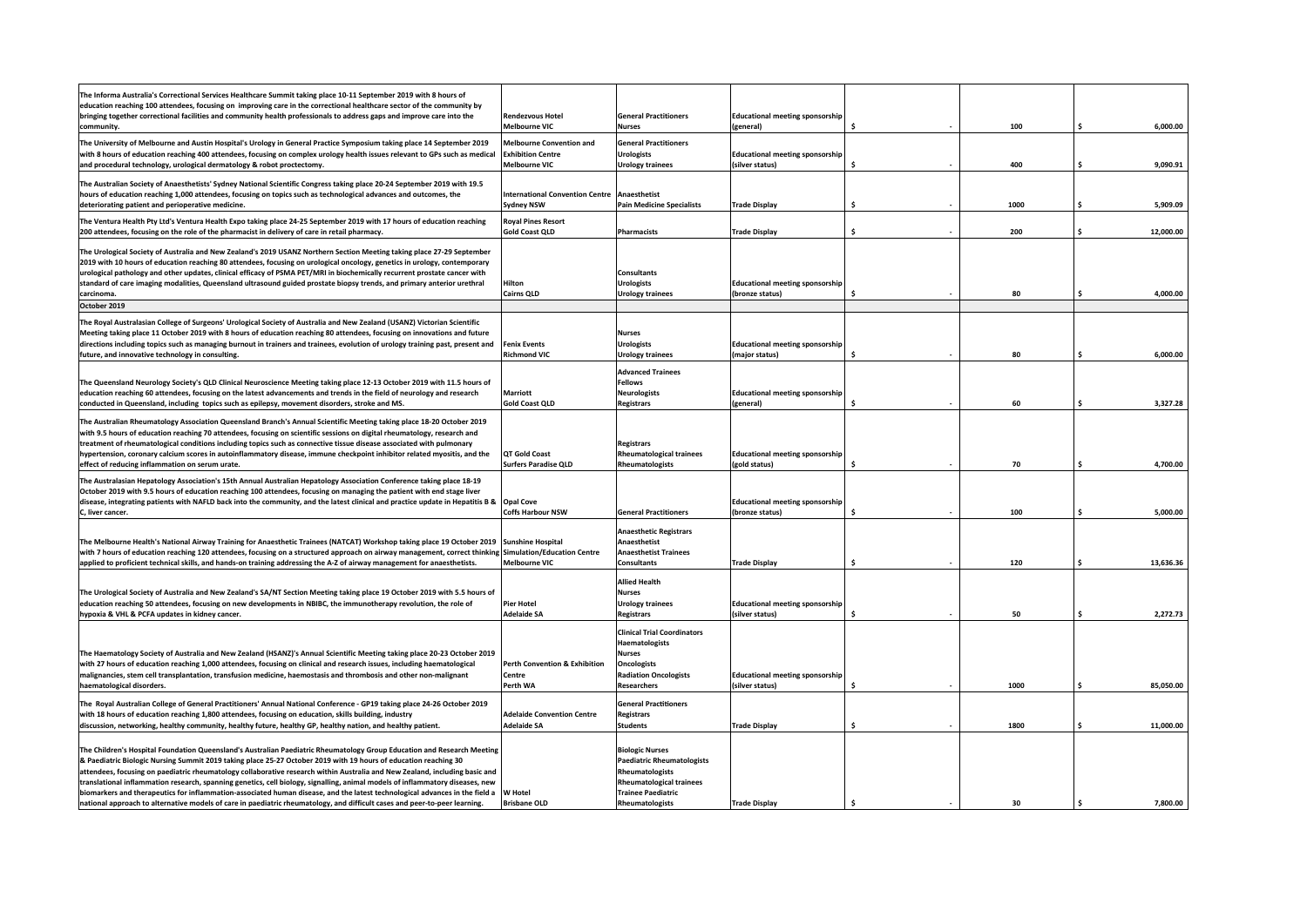| | | | | | | |
|---|---|---|---|---|---|---|
| The Informa Australia's Correctional Services Healthcare Summit taking place 10-11 September 2019 with 8 hours of education reaching 100 attendees, focusing on improving care in the correctional healthcare sector of the community by bringing together correctional facilities and community health professionals to address gaps and improve care into the community. | Rendezvous Hotel<br>Melbourne VIC | General Practitioners<br>Nurses | Educational meeting sponsorship (general) | $ - | 100 | $ 6,000.00 |
| The University of Melbourne and Austin Hospital's Urology in General Practice Symposium taking place 14 September 2019 with 8 hours of education reaching 400 attendees, focusing on complex urology health issues relevant to GPs such as medical and procedural technology, urological dermatology & robot proctectomy. | Melbourne Convention and Exhibition Centre<br>Melbourne VIC | General Practitioners<br>Urologists<br>Urology trainees | Educational meeting sponsorship (silver status) | $ - | 400 | $ 9,090.91 |
| The Australian Society of Anaesthetists' Sydney National Scientific Congress taking place 20-24 September 2019 with 19.5 hours of education reaching 1,000 attendees, focusing on topics such as technological advances and outcomes, the deteriorating patient and perioperative medicine. | International Convention Centre<br>Sydney NSW | Anaesthetist<br>Pain Medicine Specialists | Trade Display | $ - | 1000 | $ 5,909.09 |
| The Ventura Health Pty Ltd's Ventura Health Expo taking place 24-25 September 2019 with 17 hours of education reaching 200 attendees, focusing on the role of the pharmacist in delivery of care in retail pharmacy. | Royal Pines Resort<br>Gold Coast QLD | Pharmacists | Trade Display | $ - | 200 | $ 12,000.00 |
| The Urological Society of Australia and New Zealand's 2019 USANZ Northern Section Meeting taking place 27-29 September 2019 with 10 hours of education reaching 80 attendees, focusing on urological oncology, genetics in urology, contemporary urological pathology and other updates, clinical efficacy of PSMA PET/MRI in biochemically recurrent prostate cancer with standard of care imaging modalities, Queensland ultrasound guided prostate biopsy trends, and primary anterior urethral carcinoma. | Hilton<br>Cairns QLD | Consultants<br>Urologists<br>Urology trainees | Educational meeting sponsorship (bronze status) | $ - | 80 | $ 4,000.00 |
| **October 2019** | | | | | | |
| The Royal Australasian College of Surgeons' Urological Society of Australia and New Zealand (USANZ) Victorian Scientific Meeting taking place 11 October 2019 with 8 hours of education reaching 80 attendees, focusing on innovations and future directions including topics such as managing burnout in trainers and trainees, evolution of urology training past, present and future, and innovative technology in consulting. | Fenix Events<br>Richmond VIC | Nurses<br>Urologists<br>Urology trainees | Educational meeting sponsorship (major status) | $ - | 80 | $ 6,000.00 |
| The Queensland Neurology Society's QLD Clinical Neuroscience Meeting taking place 12-13 October 2019 with 11.5 hours of education reaching 60 attendees, focusing on the latest advancements and trends in the field of neurology and research conducted in Queensland, including topics such as epilepsy, movement disorders, stroke and MS. | Marriott<br>Gold Coast QLD | Advanced Trainees<br>Fellows<br>Neurologists<br>Registrars | Educational meeting sponsorship (general) | $ - | 60 | $ 3,327.28 |
| The Australian Rheumatology Association Queensland Branch's Annual Scientific Meeting taking place 18-20 October 2019 with 9.5 hours of education reaching 70 attendees, focusing on scientific sessions on digital rheumatology, research and treatment of rheumatological conditions including topics such as connective tissue disease associated with pulmonary hypertension, coronary calcium scores in autoinflammatory disease, immune checkpoint inhibitor related myositis, and the effect of reducing inflammation on serum urate. | QT Gold Coast<br>Surfers Paradise QLD | Registrars<br>Rheumatological trainees<br>Rheumatologists | Educational meeting sponsorship (gold status) | $ - | 70 | $ 4,700.00 |
| The Australasian Hepatology Association's 15th Annual Australian Hepatology Association Conference taking place 18-19 October 2019 with 9.5 hours of education reaching 100 attendees, focusing on managing the patient with end stage liver disease, integrating patients with NAFLD back into the community, and the latest clinical and practice update in Hepatitis B & C, liver cancer. | Opal Cove<br>Coffs Harbour NSW | General Practitioners | Educational meeting sponsorship (bronze status) | $ - | 100 | $ 5,000.00 |
| The Melbourne Health's National Airway Training for Anaesthetic Trainees (NATCAT) Workshop taking place 19 October 2019 with 7 hours of education reaching 120 attendees, focusing on a structured approach on airway management, correct thinking applied to proficient technical skills, and hands-on training addressing the A-Z of airway management for anaesthetists. | Sunshine Hospital Simulation/Education Centre<br>Melbourne VIC | Anaesthetic Registrars<br>Anaesthetist<br>Anaesthetist Trainees<br>Consultants | Trade Display | $ - | 120 | $ 13,636.36 |
| The Urological Society of Australia and New Zealand's SA/NT Section Meeting taking place 19 October 2019 with 5.5 hours of education reaching 50 attendees, focusing on new developments in NBIBC, the immunotherapy revolution, the role of hypoxia & VHL & PCFA updates in kidney cancer. | Pier Hotel<br>Adelaide SA | Allied Health<br>Nurses<br>Urology trainees<br>Registrars | Educational meeting sponsorship (silver status) | $ - | 50 | $ 2,272.73 |
| The Haematology Society of Australia and New Zealand (HSANZ)'s Annual Scientific Meeting taking place 20-23 October 2019 with 27 hours of education reaching 1,000 attendees, focusing on clinical and research issues, including haematological malignancies, stem cell transplantation, transfusion medicine, haemostasis and thrombosis and other non-malignant haematological disorders. | Perth Convention & Exhibition Centre<br>Perth WA | Clinical Trial Coordinators<br>Haematologists<br>Nurses<br>Oncologists<br>Radiation Oncologists<br>Researchers | Educational meeting sponsorship (silver status) | $ - | 1000 | $ 85,050.00 |
| The Royal Australian College of General Practitioners' Annual National Conference - GP19 taking place 24-26 October 2019 with 18 hours of education reaching 1,800 attendees, focusing on education, skills building, industry discussion, networking, healthy community, healthy future, healthy GP, healthy nation, and healthy patient. | Adelaide Convention Centre<br>Adelaide SA | General Practitioners<br>Registrars<br>Students | Trade Display | $ - | 1800 | $ 11,000.00 |
| The Children's Hospital Foundation Queensland's Australian Paediatric Rheumatology Group Education and Research Meeting & Paediatric Biologic Nursing Summit 2019 taking place 25-27 October 2019 with 19 hours of education reaching 30 attendees, focusing on paediatric rheumatology collaborative research within Australia and New Zealand, including basic and translational inflammation research, spanning genetics, cell biology, signalling, animal models of inflammatory diseases, new biomarkers and therapeutics for inflammation-associated human disease, and the latest technological advances in the field a national approach to alternative models of care in paediatric rheumatology, and difficult cases and peer-to-peer learning. | W Hotel<br>Brisbane QLD | Biologic Nurses<br>Paediatric Rheumatologists<br>Rheumatologists<br>Rheumatological trainees<br>Trainee Paediatric Rheumatologists | Trade Display | $ - | 30 | $ 7,800.00 |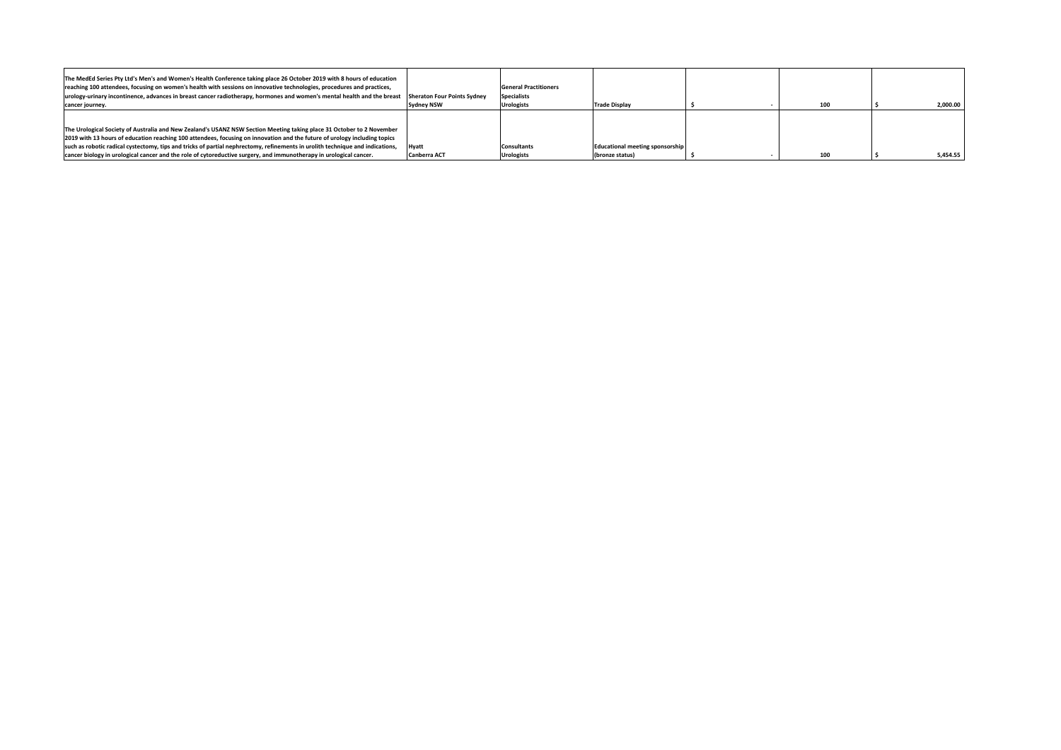| | | | | | | |
|---|---|---|---|---|---|---|
| The MedEd Series Pty Ltd's Men's and Women's Health Conference taking place 26 October 2019 with 8 hours of education reaching 100 attendees, focusing on women's health with sessions on innovative technologies, procedures and practices, urology-urinary incontinence, advances in breast cancer radiotherapy, hormones and women's mental health and the breast cancer journey. | Sheraton Four Points Sydney Sydney NSW | General Practitioners Specialists Urologists | Trade Display | $ - | 100 | $ 2,000.00 |
| The Urological Society of Australia and New Zealand's USANZ NSW Section Meeting taking place 31 October to 2 November 2019 with 13 hours of education reaching 100 attendees, focusing on innovation and the future of urology including topics such as robotic radical cystectomy, tips and tricks of partial nephrectomy, refinements in urolith technique and indications, cancer biology in urological cancer and the role of cytoreductive surgery, and immunotherapy in urological cancer. | Hyatt Canberra ACT | Consultants Urologists | Educational meeting sponsorship (bronze status) | $ - | 100 | $ 5,454.55 |